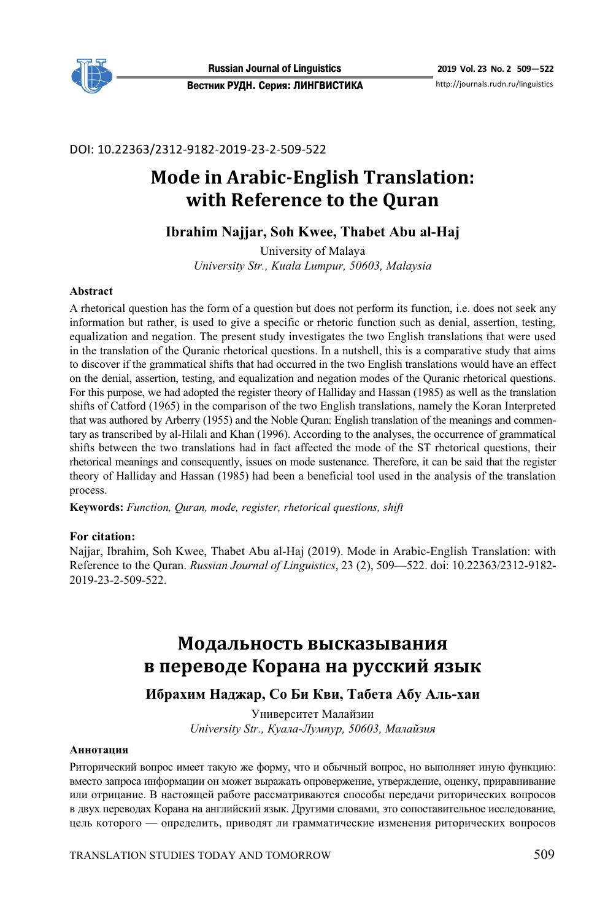DOI: 10.22363/2312-9182-2019-23-2-509-522

# Mode in Arabic-English Translation: with Reference to the Quran

**Ibrahim Najjar, Soh Kwee, Thabet Abu al-Haj**

University of Malaya

*University Str., Kuala Lumpur, 50603, Malaysia*

#### Abstract

A rhetorical question has the form of a question but does not perform its function, i.e. does not seek any information but rather, is used to give a specific or rhetoric function such as denial, assertion, testing, equalization and negation. The present study investigates the two English translations that were used in the translation of the Quranic rhetorical questions. In a nutshell, this is a comparative study that aims to discover if the grammatical shifts that had occurred in the two English translations would have an effect on the denial, assertion, testing, and equalization and negation modes of the Quranic rhetorical questions. For this purpose, we had adopted the register theory of Halliday and Hassan (1985) as well as the translation shifts of Catford (1965) in the comparison of the two English translations, namely the Koran Interpreted that was authored by Arberry (1955) and the Noble Quran: English translation of the meanings and commentary as transcribed by al-Hilali and Khan (1996). According to the analyses, the occurrence of grammatical shifts between the two translations had in fact affected the mode of the ST rhetorical questions, their rhetorical meanings and consequently, issues on mode sustenance. Therefore, it can be said that the register theory of Halliday and Hassan (1985) had been a beneficial tool used in the analysis of the translation process.

**Keywords:** *Function, Quran, mode, register, rhetorical questions, shift*

#### For citation:

Najjar, Ibrahim, Soh Kwee, Thabet Abu al-Haj (2019). Mode in Arabic-English Translation: with Reference to the Quran. *Russian Journal of Linguistics*, 23 (2), 509—522. doi: 10.22363/2312-9182-2019-23-2-509-522.

# Модальность высказывания в переводе Корана на русский язык

**Ибрахим Наджар, Со Би Кви, Табета Абу Аль-хаи**

Университет Малайзии

*University Str., Куала-Лумпур, 50603, Малайзия*

#### Аннотация

Риторический вопрос имеет такую же форму, что и обычный вопрос, но выполняет иную функцию: вместо запроса информации он может выражать опровержение, утверждение, оценку, приравнивание или отрицание. В настоящей работе рассматриваются способы передачи риторических вопросов в двух переводах Корана на английский язык. Другими словами, это сопоставительное исследование, цель которого — определить, приводят ли грамматические изменения риторических вопросов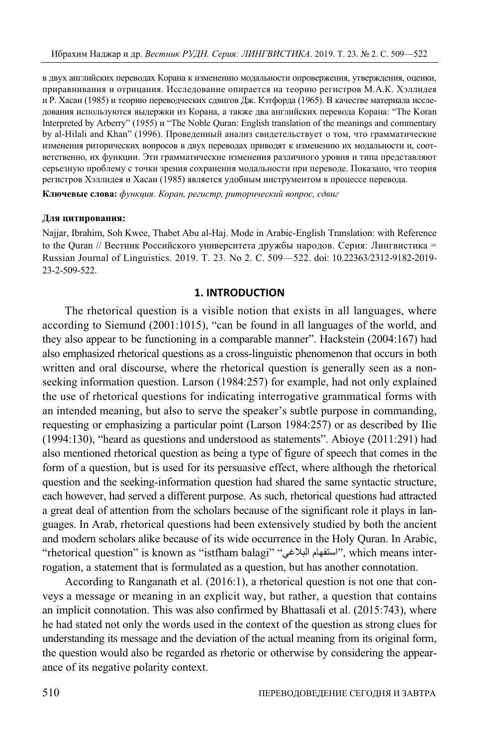в двух английских переводах Корана к изменению модальности опровержения, утверждения, оценки, приравнивания и отрицания. Исследование опирается на теорию регистров М.А.К. Хэллидея и Р. Хасан (1985) и теорию переводческих сдвигов Дж. Кэтфорда (1965). В качестве материала исследования используются выдержки из Корана, а также два английских перевода Корана: "The Koran Interpreted by Arberry" (1955) и "The Noble Quran: English translation of the meanings and commentary by al-Hilali and Khan" (1996). Проведенный анализ свидетельствует о том, что грамматические изменения риторических вопросов в двух переводах приводят к изменению их модальности и, соответственно, их функции. Эти грамматические изменения различного уровня и типа представляют серьезную проблему с точки зрения сохранения модальности при переводе. Показано, что теория регистров Хэллидея и Хасан (1985) является удобным инструментом в процессе перевода.

**Ключевые слова:** *функция. Коран, регистр, риторический вопрос, сдвиг*

**Для цитирования:**

Najjar, Ibrahim, Soh Kwee, Thabet Abu al-Haj. Mode in Arabic-English Translation: with Reference to the Quran // Вестник Российского университета дружбы народов. Серия: Лингвистика = Russian Journal of Linguistics. 2019. Т. 23. No 2. С. 509—522. doi: 10.22363/2312-9182-2019-23-2-509-522.

## 1. INTRODUCTION

The rhetorical question is a visible notion that exists in all languages, where according to Siemund (2001:1015), "can be found in all languages of the world, and they also appear to be functioning in a comparable manner". Hackstein (2004:167) had also emphasized rhetorical questions as a cross-linguistic phenomenon that occurs in both written and oral discourse, where the rhetorical question is generally seen as a non-seeking information question. Larson (1984:257) for example, had not only explained the use of rhetorical questions for indicating interrogative grammatical forms with an intended meaning, but also to serve the speaker's subtle purpose in commanding, requesting or emphasizing a particular point (Larson 1984:257) or as described by IIie (1994:130), "heard as questions and understood as statements". Abioye (2011:291) had also mentioned rhetorical question as being a type of figure of speech that comes in the form of a question, but is used for its persuasive effect, where although the rhetorical question and the seeking-information question had shared the same syntactic structure, each however, had served a different purpose. As such, rhetorical questions had attracted a great deal of attention from the scholars because of the significant role it plays in languages. In Arab, rhetorical questions had been extensively studied by both the ancient and modern scholars alike because of its wide occurrence in the Holy Quran. In Arabic, "rhetorical question" is known as "istfham balagi" "استفهام البلاغي", which means interrogation, a statement that is formulated as a question, but has another connotation.

According to Ranganath et al. (2016:1), a rhetorical question is not one that conveys a message or meaning in an explicit way, but rather, a question that contains an implicit connotation. This was also confirmed by Bhattasali et al. (2015:743), where he had stated not only the words used in the context of the question as strong clues for understanding its message and the deviation of the actual meaning from its original form, the question would also be regarded as rhetoric or otherwise by considering the appearance of its negative polarity context.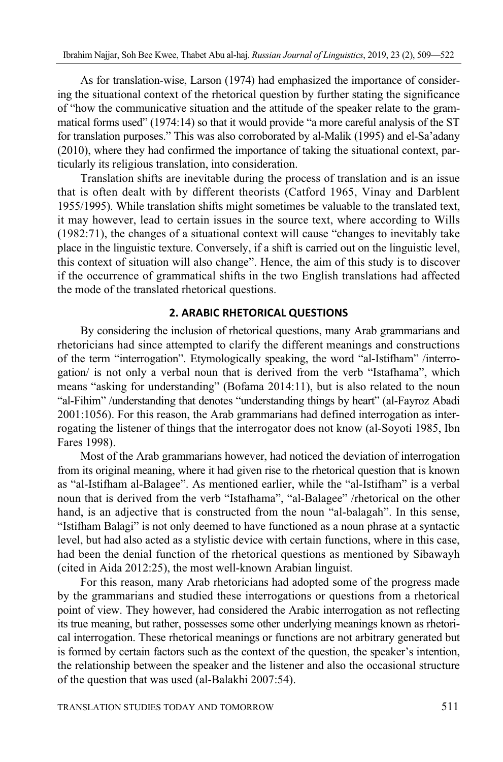As for translation-wise, Larson (1974) had emphasized the importance of considering the situational context of the rhetorical question by further stating the significance of "how the communicative situation and the attitude of the speaker relate to the grammatical forms used" (1974:14) so that it would provide "a more careful analysis of the ST for translation purposes." This was also corroborated by al-Malik (1995) and el-Sa'adany (2010), where they had confirmed the importance of taking the situational context, particularly its religious translation, into consideration.

Translation shifts are inevitable during the process of translation and is an issue that is often dealt with by different theorists (Catford 1965, Vinay and Darblent 1955/1995). While translation shifts might sometimes be valuable to the translated text, it may however, lead to certain issues in the source text, where according to Wills (1982:71), the changes of a situational context will cause "changes to inevitably take place in the linguistic texture. Conversely, if a shift is carried out on the linguistic level, this context of situation will also change". Hence, the aim of this study is to discover if the occurrence of grammatical shifts in the two English translations had affected the mode of the translated rhetorical questions.

## 2. ARABIC RHETORICAL QUESTIONS

By considering the inclusion of rhetorical questions, many Arab grammarians and rhetoricians had since attempted to clarify the different meanings and constructions of the term "interrogation". Etymologically speaking, the word "al-Istifham" /interrogation/ is not only a verbal noun that is derived from the verb "Istafhama", which means "asking for understanding" (Bofama 2014:11), but is also related to the noun "al-Fihim" /understanding that denotes "understanding things by heart" (al-Fayroz Abadi 2001:1056). For this reason, the Arab grammarians had defined interrogation as interrogating the listener of things that the interrogator does not know (al-Soyoti 1985, Ibn Fares 1998).

Most of the Arab grammarians however, had noticed the deviation of interrogation from its original meaning, where it had given rise to the rhetorical question that is known as "al-Istifham al-Balagee". As mentioned earlier, while the "al-Istifham" is a verbal noun that is derived from the verb "Istafhama", "al-Balagee" /rhetorical on the other hand, is an adjective that is constructed from the noun "al-balagah". In this sense, "Istifham Balagi" is not only deemed to have functioned as a noun phrase at a syntactic level, but had also acted as a stylistic device with certain functions, where in this case, had been the denial function of the rhetorical questions as mentioned by Sibawayh (cited in Aida 2012:25), the most well-known Arabian linguist.

For this reason, many Arab rhetoricians had adopted some of the progress made by the grammarians and studied these interrogations or questions from a rhetorical point of view. They however, had considered the Arabic interrogation as not reflecting its true meaning, but rather, possesses some other underlying meanings known as rhetorical interrogation. These rhetorical meanings or functions are not arbitrary generated but is formed by certain factors such as the context of the question, the speaker's intention, the relationship between the speaker and the listener and also the occasional structure of the question that was used (al-Balakhi 2007:54).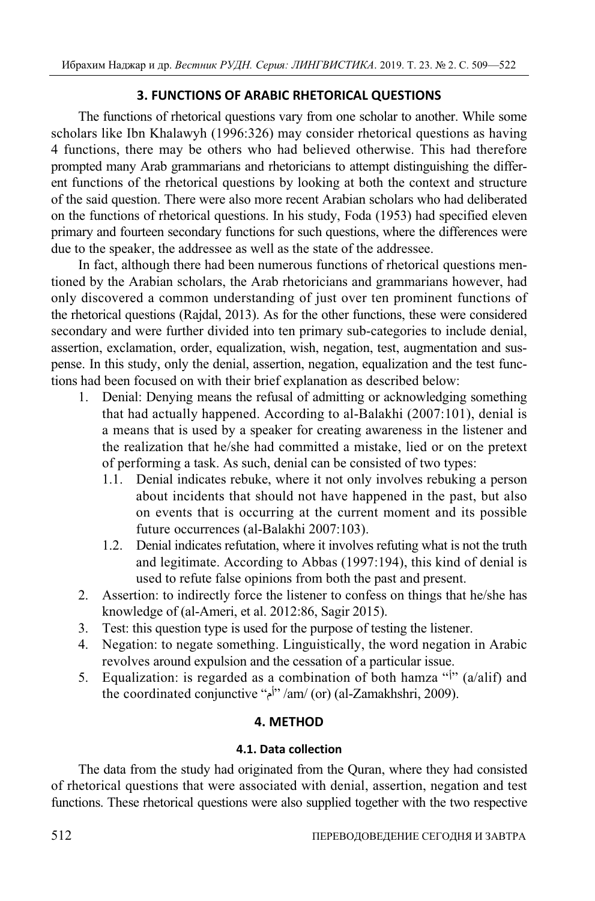## 3. FUNCTIONS OF ARABIC RHETORICAL QUESTIONS

The functions of rhetorical questions vary from one scholar to another. While some scholars like Ibn Khalawyh (1996:326) may consider rhetorical questions as having 4 functions, there may be others who had believed otherwise. This had therefore prompted many Arab grammarians and rhetoricians to attempt distinguishing the different functions of the rhetorical questions by looking at both the context and structure of the said question. There were also more recent Arabian scholars who had deliberated on the functions of rhetorical questions. In his study, Foda (1953) had specified eleven primary and fourteen secondary functions for such questions, where the differences were due to the speaker, the addressee as well as the state of the addressee.

In fact, although there had been numerous functions of rhetorical questions mentioned by the Arabian scholars, the Arab rhetoricians and grammarians however, had only discovered a common understanding of just over ten prominent functions of the rhetorical questions (Rajdal, 2013). As for the other functions, these were considered secondary and were further divided into ten primary sub-categories to include denial, assertion, exclamation, order, equalization, wish, negation, test, augmentation and suspense. In this study, only the denial, assertion, negation, equalization and the test functions had been focused on with their brief explanation as described below:

1. Denial: Denying means the refusal of admitting or acknowledging something that had actually happened. According to al-Balakhi (2007:101), denial is a means that is used by a speaker for creating awareness in the listener and the realization that he/she had committed a mistake, lied or on the pretext of performing a task. As such, denial can be consisted of two types:
   1.1. Denial indicates rebuke, where it not only involves rebuking a person about incidents that should not have happened in the past, but also on events that is occurring at the current moment and its possible future occurrences (al-Balakhi 2007:103).
   1.2. Denial indicates refutation, where it involves refuting what is not the truth and legitimate. According to Abbas (1997:194), this kind of denial is used to refute false opinions from both the past and present.
2. Assertion: to indirectly force the listener to confess on things that he/she has knowledge of (al-Ameri, et al. 2012:86, Sagir 2015).
3. Test: this question type is used for the purpose of testing the listener.
4. Negation: to negate something. Linguistically, the word negation in Arabic revolves around expulsion and the cessation of a particular issue.
5. Equalization: is regarded as a combination of both hamza "أ" (a/alif) and the coordinated conjunctive "أم" /am/ (or) (al-Zamakhshri, 2009).

## 4. METHOD

### 4.1. Data collection

The data from the study had originated from the Quran, where they had consisted of rhetorical questions that were associated with denial, assertion, negation and test functions. These rhetorical questions were also supplied together with the two respective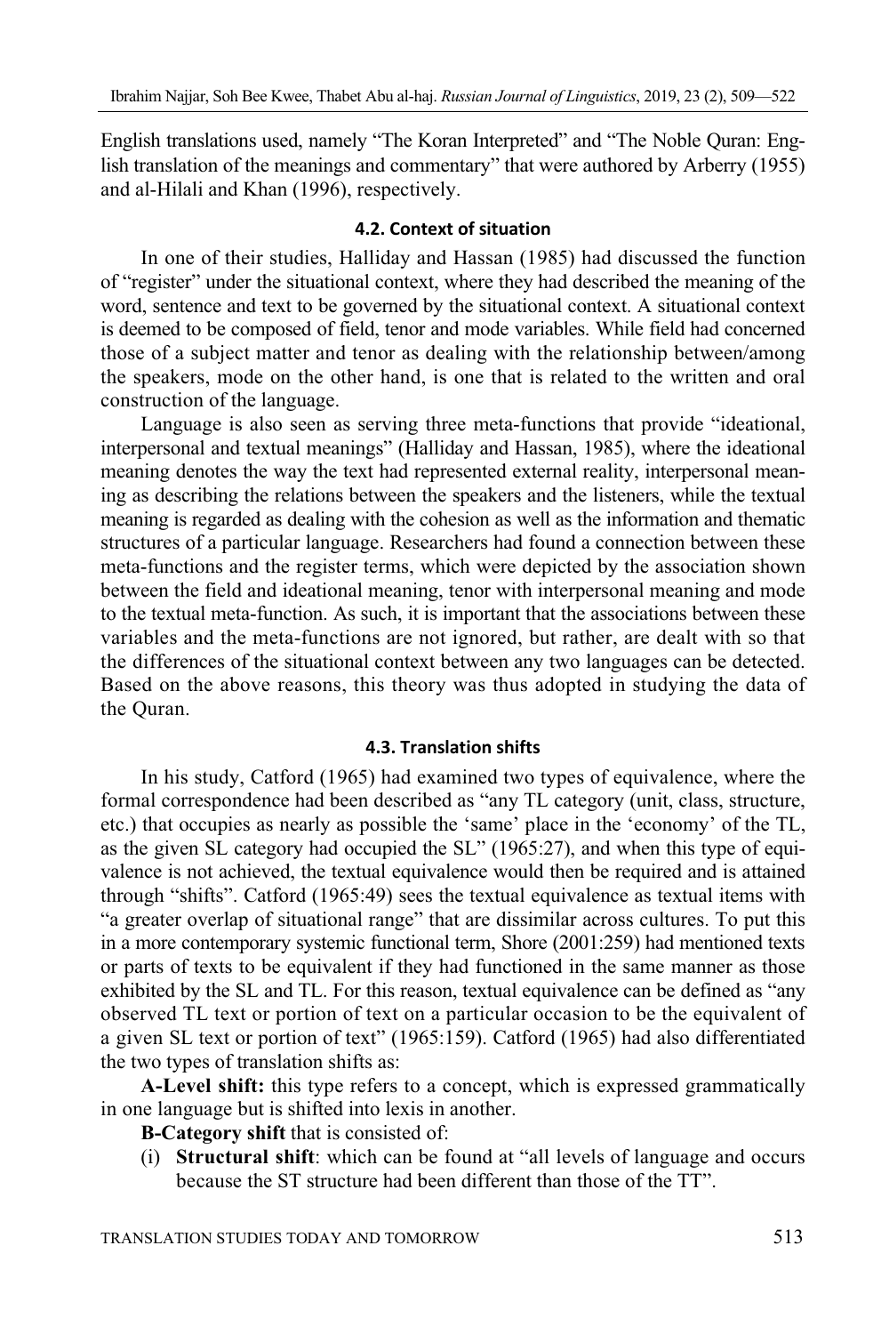English translations used, namely "The Koran Interpreted" and "The Noble Quran: English translation of the meanings and commentary" that were authored by Arberry (1955) and al-Hilali and Khan (1996), respectively.

### 4.2. Context of situation

In one of their studies, Halliday and Hassan (1985) had discussed the function of "register" under the situational context, where they had described the meaning of the word, sentence and text to be governed by the situational context. A situational context is deemed to be composed of field, tenor and mode variables. While field had concerned those of a subject matter and tenor as dealing with the relationship between/among the speakers, mode on the other hand, is one that is related to the written and oral construction of the language.

Language is also seen as serving three meta-functions that provide "ideational, interpersonal and textual meanings" (Halliday and Hassan, 1985), where the ideational meaning denotes the way the text had represented external reality, interpersonal meaning as describing the relations between the speakers and the listeners, while the textual meaning is regarded as dealing with the cohesion as well as the information and thematic structures of a particular language. Researchers had found a connection between these meta-functions and the register terms, which were depicted by the association shown between the field and ideational meaning, tenor with interpersonal meaning and mode to the textual meta-function. As such, it is important that the associations between these variables and the meta-functions are not ignored, but rather, are dealt with so that the differences of the situational context between any two languages can be detected. Based on the above reasons, this theory was thus adopted in studying the data of the Quran.

### 4.3. Translation shifts

In his study, Catford (1965) had examined two types of equivalence, where the formal correspondence had been described as "any TL category (unit, class, structure, etc.) that occupies as nearly as possible the 'same' place in the 'economy' of the TL, as the given SL category had occupied the SL" (1965:27), and when this type of equivalence is not achieved, the textual equivalence would then be required and is attained through "shifts". Catford (1965:49) sees the textual equivalence as textual items with "a greater overlap of situational range" that are dissimilar across cultures. To put this in a more contemporary systemic functional term, Shore (2001:259) had mentioned texts or parts of texts to be equivalent if they had functioned in the same manner as those exhibited by the SL and TL. For this reason, textual equivalence can be defined as "any observed TL text or portion of text on a particular occasion to be the equivalent of a given SL text or portion of text" (1965:159). Catford (1965) had also differentiated the two types of translation shifts as:

**A-Level shift:** this type refers to a concept, which is expressed grammatically in one language but is shifted into lexis in another.

**B-Category shift** that is consisted of:

(i) **Structural shift**: which can be found at "all levels of language and occurs because the ST structure had been different than those of the TT".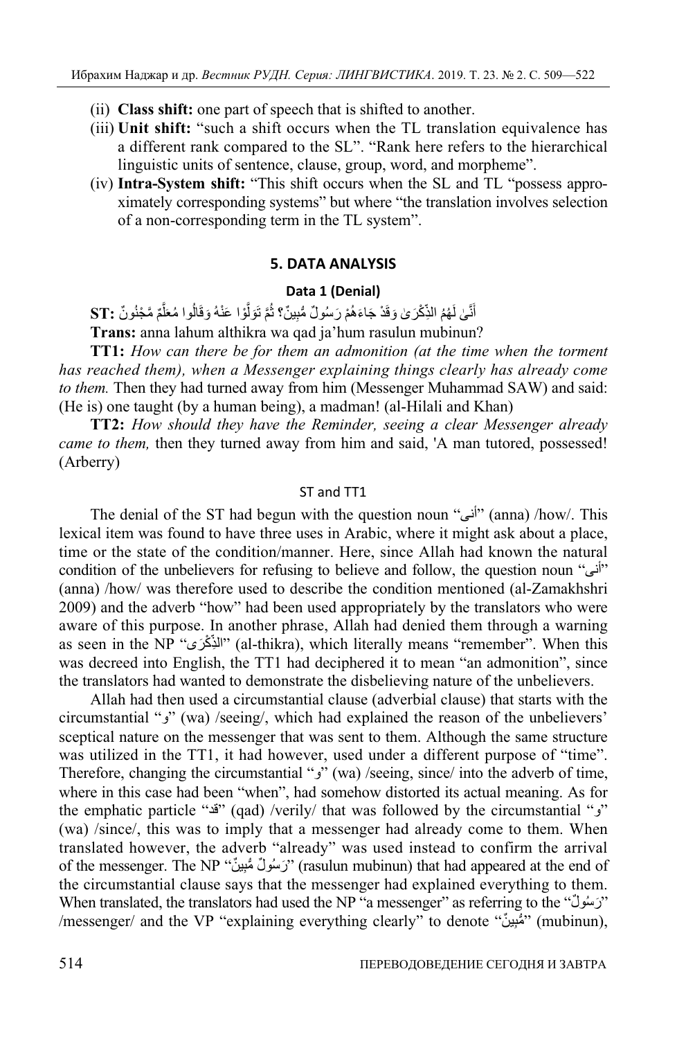(ii) **Class shift:** one part of speech that is shifted to another.

(iii) **Unit shift:** "such a shift occurs when the TL translation equivalence has a different rank compared to the SL". "Rank here refers to the hierarchical linguistic units of sentence, clause, group, word, and morpheme".

(iv) **Intra-System shift:** "This shift occurs when the SL and TL "possess approximately corresponding systems" but where "the translation involves selection of a non-corresponding term in the TL system".

## 5. DATA ANALYSIS

### Data 1 (Denial)

**ST:** أَنَّىٰ لَهُمُ الذِّكْرَىٰ وَقَدْ جَاءَهُمْ رَسُولٌ مُّبِينٌ؟ ثُمَّ تَوَلَّوْا عَنْهُ وَقَالُوا مُعَلَّمٌ مَّجْنُونٌ

**Trans:** anna lahum althikra wa qad ja'hum rasulun mubinun?

**TT1:** *How can there be for them an admonition (at the time when the torment has reached them), when a Messenger explaining things clearly has already come to them.* Then they had turned away from him (Messenger Muhammad SAW) and said: (He is) one taught (by a human being), a madman! (al-Hilali and Khan)

**TT2:** *How should they have the Reminder, seeing a clear Messenger already came to them,* then they turned away from him and said, 'A man tutored, possessed! (Arberry)

#### ST and TT1

The denial of the ST had begun with the question noun "أنى" (anna) /how/. This lexical item was found to have three uses in Arabic, where it might ask about a place, time or the state of the condition/manner. Here, since Allah had known the natural condition of the unbelievers for refusing to believe and follow, the question noun "أنى" (anna) /how/ was therefore used to describe the condition mentioned (al-Zamakhshri 2009) and the adverb "how" had been used appropriately by the translators who were aware of this purpose. In another phrase, Allah had denied them through a warning as seen in the NP "الذِّكْرَى" (al-thikra), which literally means "remember". When this was decreed into English, the TT1 had deciphered it to mean "an admonition", since the translators had wanted to demonstrate the disbelieving nature of the unbelievers.

Allah had then used a circumstantial clause (adverbial clause) that starts with the circumstantial "و" (wa) /seeing/, which had explained the reason of the unbelievers' sceptical nature on the messenger that was sent to them. Although the same structure was utilized in the TT1, it had however, used under a different purpose of "time". Therefore, changing the circumstantial "و" (wa) /seeing, since/ into the adverb of time, where in this case had been "when", had somehow distorted its actual meaning. As for the emphatic particle "قد" (qad) /verily/ that was followed by the circumstantial "و" (wa) /since/, this was to imply that a messenger had already come to them. When translated however, the adverb "already" was used instead to confirm the arrival of the messenger. The NP "رَسُولٌ مُّبِينٌ" (rasulun mubinun) that had appeared at the end of the circumstantial clause says that the messenger had explained everything to them. When translated, the translators had used the NP "a messenger" as referring to the "رَسُولٌ" /messenger/ and the VP "explaining everything clearly" to denote "مُّبِينٌ" (mubinun),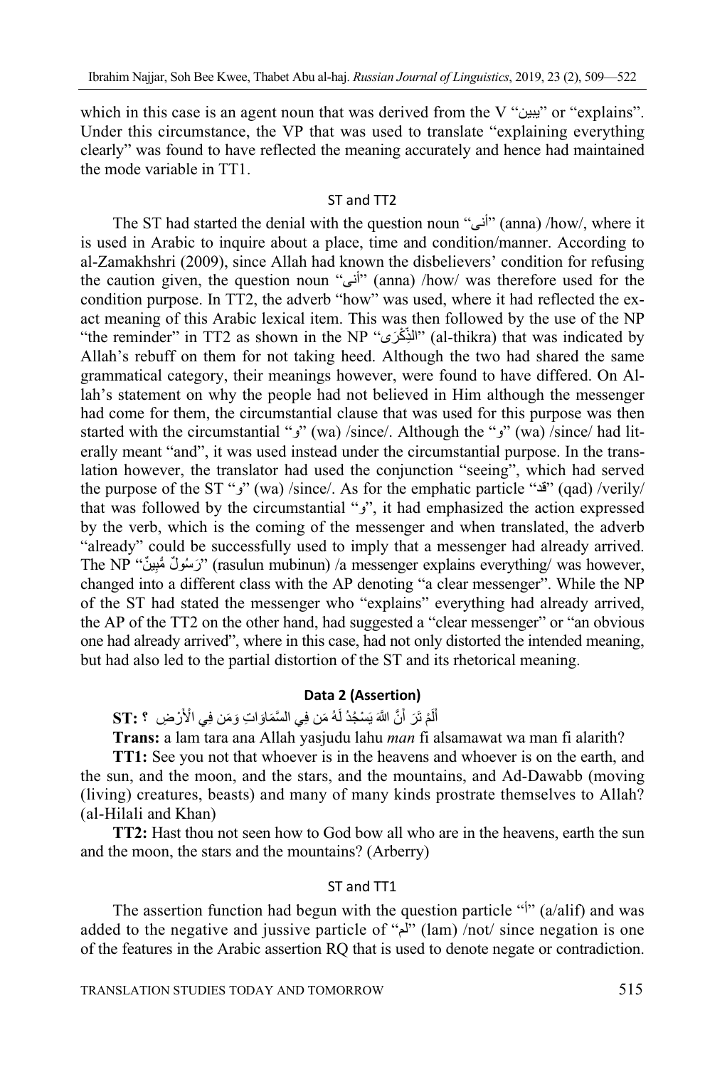which in this case is an agent noun that was derived from the V "يبين" or "explains". Under this circumstance, the VP that was used to translate "explaining everything clearly" was found to have reflected the meaning accurately and hence had maintained the mode variable in TT1.

### ST and TT2

The ST had started the denial with the question noun "أنى" (anna) /how/, where it is used in Arabic to inquire about a place, time and condition/manner. According to al-Zamakhshri (2009), since Allah had known the disbelievers' condition for refusing the caution given, the question noun "أنى" (anna) /how/ was therefore used for the condition purpose. In TT2, the adverb "how" was used, where it had reflected the exact meaning of this Arabic lexical item. This was then followed by the use of the NP "the reminder" in TT2 as shown in the NP "الذِّكْرَى" (al-thikra) that was indicated by Allah's rebuff on them for not taking heed. Although the two had shared the same grammatical category, their meanings however, were found to have differed. On Allah's statement on why the people had not believed in Him although the messenger had come for them, the circumstantial clause that was used for this purpose was then started with the circumstantial "و" (wa) /since/. Although the "و" (wa) /since/ had literally meant "and", it was used instead under the circumstantial purpose. In the translation however, the translator had used the conjunction "seeing", which had served the purpose of the ST "و" (wa) /since/. As for the emphatic particle "قد" (qad) /verily/ that was followed by the circumstantial "و", it had emphasized the action expressed by the verb, which is the coming of the messenger and when translated, the adverb "already" could be successfully used to imply that a messenger had already arrived. The NP "رَسُولٌ مُّبِينٌ" (rasulun mubinun) /a messenger explains everything/ was however, changed into a different class with the AP denoting "a clear messenger". While the NP of the ST had stated the messenger who "explains" everything had already arrived, the AP of the TT2 on the other hand, had suggested a "clear messenger" or "an obvious one had already arrived", where in this case, had not only distorted the intended meaning, but had also led to the partial distortion of the ST and its rhetorical meaning.

### Data 2 (Assertion)

**ST:** أَلَمْ تَرَ أَنَّ اللَّهَ يَسْجُدُ لَهُ مَن فِي السَّمَاوَاتِ وَمَن فِي الْأَرْضِ ؟

**Trans:** a lam tara ana Allah yasjudu lahu *man* fi alsamawat wa man fi alarith?

**TT1:** See you not that whoever is in the heavens and whoever is on the earth, and the sun, and the moon, and the stars, and the mountains, and Ad-Dawabb (moving (living) creatures, beasts) and many of many kinds prostrate themselves to Allah? (al-Hilali and Khan)

**TT2:** Hast thou not seen how to God bow all who are in the heavens, earth the sun and the moon, the stars and the mountains? (Arberry)

### ST and TT1

The assertion function had begun with the question particle "أ" (a/alif) and was added to the negative and jussive particle of "لم" (lam) /not/ since negation is one of the features in the Arabic assertion RQ that is used to denote negate or contradiction.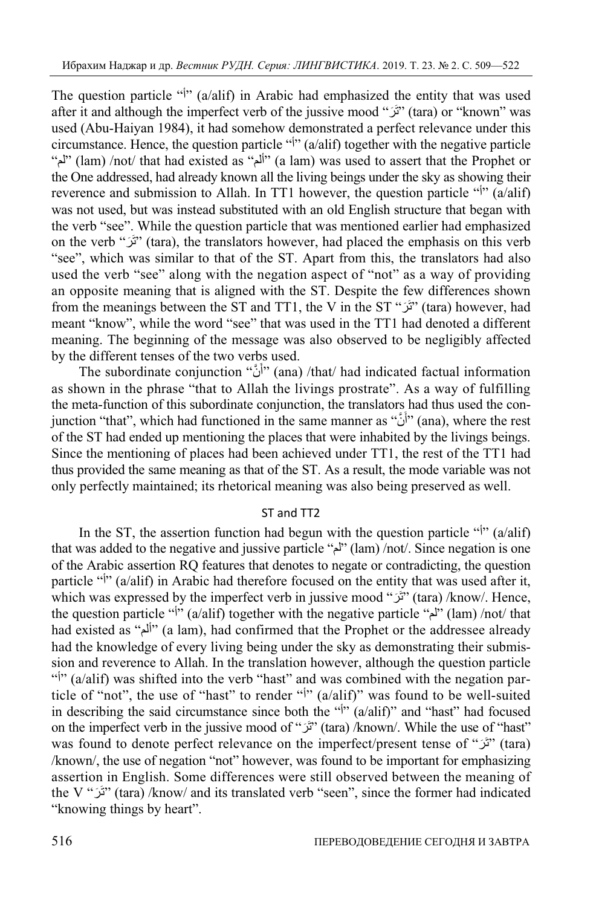The question particle "أ" (a/alif) in Arabic had emphasized the entity that was used after it and although the imperfect verb of the jussive mood "تَرَ" (tara) or "known" was used (Abu-Haiyan 1984), it had somehow demonstrated a perfect relevance under this circumstance. Hence, the question particle "أ" (a/alif) together with the negative particle "لم" (lam) /not/ that had existed as "ألم" (a lam) was used to assert that the Prophet or the One addressed, had already known all the living beings under the sky as showing their reverence and submission to Allah. In TT1 however, the question particle "أ" (a/alif) was not used, but was instead substituted with an old English structure that began with the verb "see". While the question particle that was mentioned earlier had emphasized on the verb "تَرَ" (tara), the translators however, had placed the emphasis on this verb "see", which was similar to that of the ST. Apart from this, the translators had also used the verb "see" along with the negation aspect of "not" as a way of providing an opposite meaning that is aligned with the ST. Despite the few differences shown from the meanings between the ST and TT1, the V in the ST "تَرَ" (tara) however, had meant "know", while the word "see" that was used in the TT1 had denoted a different meaning. The beginning of the message was also observed to be negligibly affected by the different tenses of the two verbs used.

The subordinate conjunction "أَنَّ" (ana) /that/ had indicated factual information as shown in the phrase "that to Allah the livings prostrate". As a way of fulfilling the meta-function of this subordinate conjunction, the translators had thus used the conjunction "that", which had functioned in the same manner as "أَنَّ" (ana), where the rest of the ST had ended up mentioning the places that were inhabited by the livings beings. Since the mentioning of places had been achieved under TT1, the rest of the TT1 had thus provided the same meaning as that of the ST. As a result, the mode variable was not only perfectly maintained; its rhetorical meaning was also being preserved as well.

### ST and TT2

In the ST, the assertion function had begun with the question particle "أ" (a/alif) that was added to the negative and jussive particle "لم" (lam) /not/. Since negation is one of the Arabic assertion RQ features that denotes to negate or contradicting, the question particle "أ" (a/alif) in Arabic had therefore focused on the entity that was used after it, which was expressed by the imperfect verb in jussive mood "تَرَ" (tara) /know/. Hence, the question particle "أ" (a/alif) together with the negative particle "لم" (lam) /not/ that had existed as "ألم" (a lam), had confirmed that the Prophet or the addressee already had the knowledge of every living being under the sky as demonstrating their submission and reverence to Allah. In the translation however, although the question particle "أ" (a/alif) was shifted into the verb "hast" and was combined with the negation particle of "not", the use of "hast" to render "أ" (a/alif)" was found to be well-suited in describing the said circumstance since both the "أ" (a/alif)" and "hast" had focused on the imperfect verb in the jussive mood of "تَرَ" (tara) /known/. While the use of "hast" was found to denote perfect relevance on the imperfect/present tense of "تَرَ" (tara) /known/, the use of negation "not" however, was found to be important for emphasizing assertion in English. Some differences were still observed between the meaning of the V "تَرَ" (tara) /know/ and its translated verb "seen", since the former had indicated "knowing things by heart".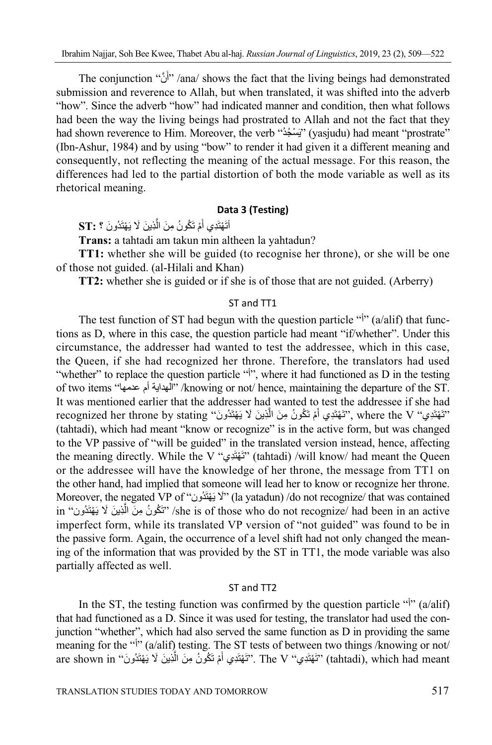The conjunction "أَنَّ" /ana/ shows the fact that the living beings had demonstrated submission and reverence to Allah, but when translated, it was shifted into the adverb "how". Since the adverb "how" had indicated manner and condition, then what follows had been the way the living beings had prostrated to Allah and not the fact that they had shown reverence to Him. Moreover, the verb "يَسْجُدُ" (yasjudu) had meant "prostrate" (Ibn-Ashur, 1984) and by using "bow" to render it had given it a different meaning and consequently, not reflecting the meaning of the actual message. For this reason, the differences had led to the partial distortion of both the mode variable as well as its rhetorical meaning.

**Data 3 (Testing)**

**ST:** أَتَهْتَدِي أَمْ تَكُونُ مِنَ الَّذِينَ لَا يَهْتَدُونَ ؟

**Trans:** a tahtadi am takun min altheen la yahtadun?

**TT1:** whether she will be guided (to recognise her throne), or she will be one of those not guided. (al-Hilali and Khan)

**TT2:** whether she is guided or if she is of those that are not guided. (Arberry)

ST and TT1

The test function of ST had begun with the question particle "أ" (a/alif) that functions as D, where in this case, the question particle had meant "if/whether". Under this circumstance, the addresser had wanted to test the addressee, which in this case, the Queen, if she had recognized her throne. Therefore, the translators had used "whether" to replace the question particle "أ", where it had functioned as D in the testing of two items "الهداية أم عدمها" /knowing or not/ hence, maintaining the departure of the ST. It was mentioned earlier that the addresser had wanted to test the addressee if she had recognized her throne by stating "تَهْتَدِي أَمْ تَكُونُ مِنَ الَّذِينَ لَا يَهْتَدُونَ", where the V "تَهْتَدِي" (tahtadi), which had meant "know or recognize" is in the active form, but was changed to the VP passive of "will be guided" in the translated version instead, hence, affecting the meaning directly. While the V "تَهْتَدِي" (tahtadi) /will know/ had meant the Queen or the addressee will have the knowledge of her throne, the message from TT1 on the other hand, had implied that someone will lead her to know or recognize her throne. Moreover, the negated VP of "لَا يَهْتَدُون" (la yatadun) /do not recognize/ that was contained in "تَكُونُ مِنَ الَّذِينَ لَا يَهْتَدُون" /she is of those who do not recognize/ had been in an active imperfect form, while its translated VP version of "not guided" was found to be in the passive form. Again, the occurrence of a level shift had not only changed the meaning of the information that was provided by the ST in TT1, the mode variable was also partially affected as well.

ST and TT2

In the ST, the testing function was confirmed by the question particle "أ" (a/alif) that had functioned as a D. Since it was used for testing, the translator had used the conjunction "whether", which had also served the same function as D in providing the same meaning for the "أ" (a/alif) testing. The ST tests of between two things /knowing or not/ are shown in "تَهْتَدِي أَمْ تَكُونُ مِنَ الَّذِينَ لَا يَهْتَدُونَ". The V "تَهْتَدِي" (tahtadi), which had meant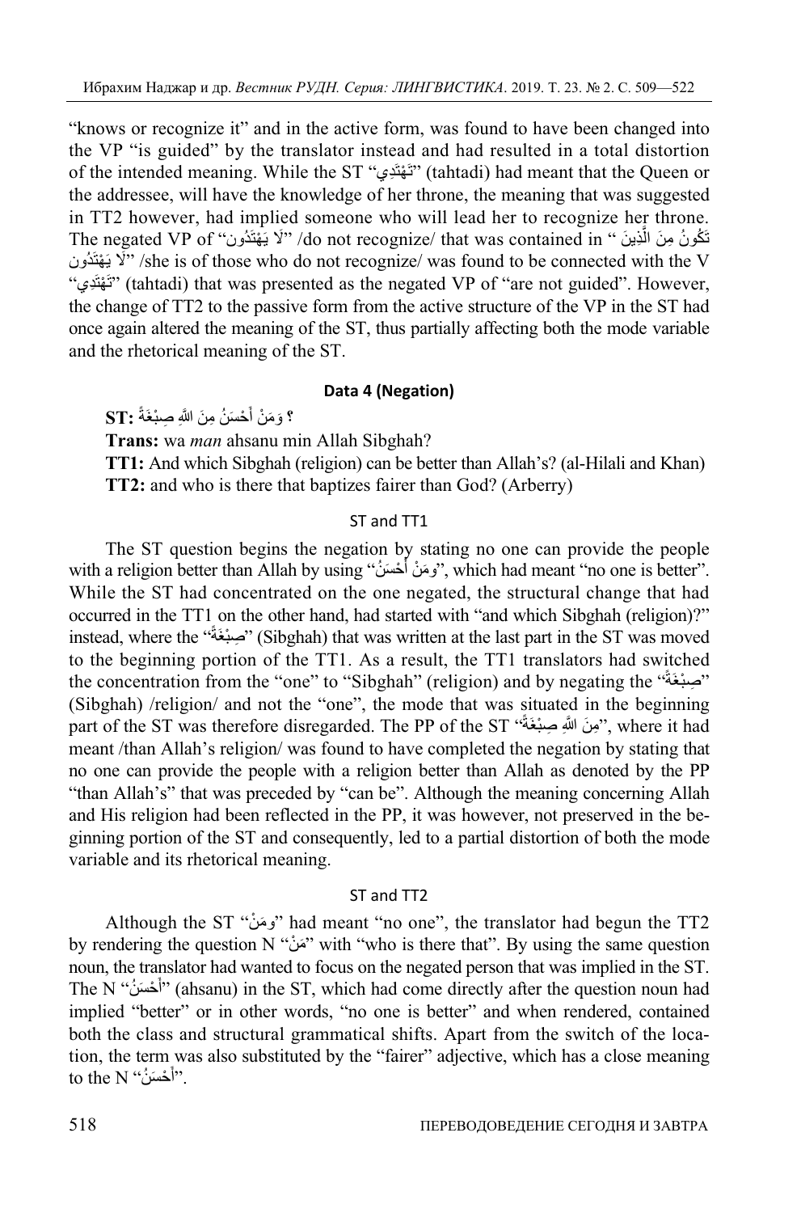"knows or recognize it" and in the active form, was found to have been changed into the VP "is guided" by the translator instead and had resulted in a total distortion of the intended meaning. While the ST "تَهْتَدِي" (tahtadi) had meant that the Queen or the addressee, will have the knowledge of her throne, the meaning that was suggested in TT2 however, had implied someone who will lead her to recognize her throne. The negated VP of "لَا يَهْتَدُون" /do not recognize/ that was contained in " تَكُونُ مِنَ الَّذِينَ لَا يَهْتَدُون" /she is of those who do not recognize/ was found to be connected with the V "تَهْتَدِي" (tahtadi) that was presented as the negated VP of "are not guided". However, the change of TT2 to the passive form from the active structure of the VP in the ST had once again altered the meaning of the ST, thus partially affecting both the mode variable and the rhetorical meaning of the ST.

### Data 4 (Negation)

**ST:** وَمَنْ أَحْسَنُ مِنَ اللَّهِ صِبْغَةً ؟

**Trans:** wa *man* ahsanu min Allah Sibghah?

**TT1:** And which Sibghah (religion) can be better than Allah's? (al-Hilali and Khan)

**TT2:** and who is there that baptizes fairer than God? (Arberry)

#### ST and TT1

The ST question begins the negation by stating no one can provide the people with a religion better than Allah by using "ومَنْ أَحْسَنُ", which had meant "no one is better". While the ST had concentrated on the one negated, the structural change that had occurred in the TT1 on the other hand, had started with "and which Sibghah (religion)?" instead, where the "صِبْغَةً" (Sibghah) that was written at the last part in the ST was moved to the beginning portion of the TT1. As a result, the TT1 translators had switched the concentration from the "one" to "Sibghah" (religion) and by negating the "صِبْغَةً" (Sibghah) /religion/ and not the "one", the mode that was situated in the beginning part of the ST was therefore disregarded. The PP of the ST "مِنَ اللَّهِ صِبْغَةً", where it had meant /than Allah's religion/ was found to have completed the negation by stating that no one can provide the people with a religion better than Allah as denoted by the PP "than Allah's" that was preceded by "can be". Although the meaning concerning Allah and His religion had been reflected in the PP, it was however, not preserved in the beginning portion of the ST and consequently, led to a partial distortion of both the mode variable and its rhetorical meaning.

#### ST and TT2

Although the ST "ومَنْ" had meant "no one", the translator had begun the TT2 by rendering the question N "مَنْ" with "who is there that". By using the same question noun, the translator had wanted to focus on the negated person that was implied in the ST. The N "أَحْسَنُ" (ahsanu) in the ST, which had come directly after the question noun had implied "better" or in other words, "no one is better" and when rendered, contained both the class and structural grammatical shifts. Apart from the switch of the location, the term was also substituted by the "fairer" adjective, which has a close meaning to the N "أَحْسَنُ".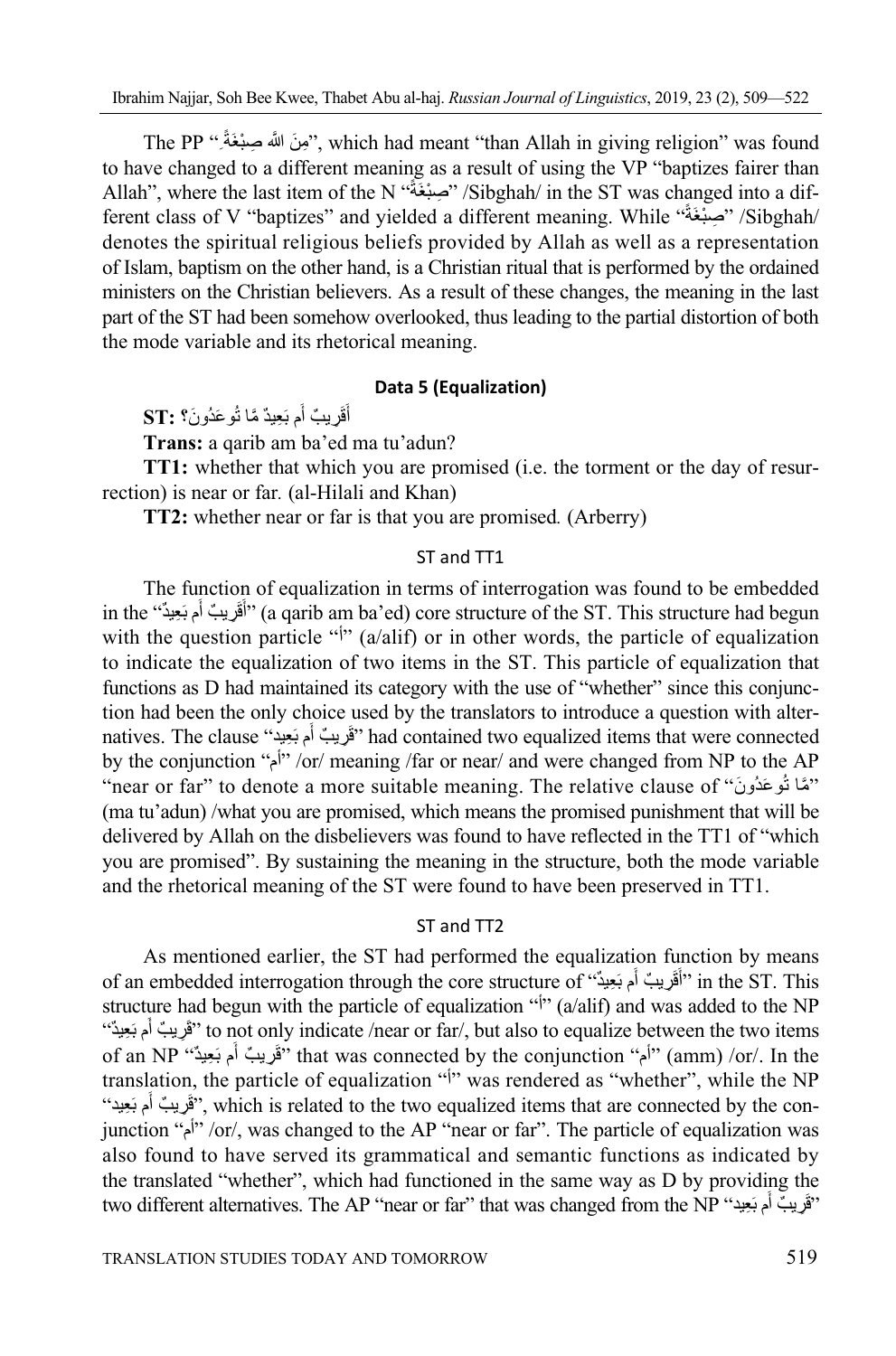The PP "مِنَ اللَّهِ صِبْغَةً", which had meant "than Allah in giving religion" was found to have changed to a different meaning as a result of using the VP "baptizes fairer than Allah", where the last item of the N "صِبْغَةً" /Sibghah/ in the ST was changed into a different class of V "baptizes" and yielded a different meaning. While "صِبْغَةً" /Sibghah/ denotes the spiritual religious beliefs provided by Allah as well as a representation of Islam, baptism on the other hand, is a Christian ritual that is performed by the ordained ministers on the Christian believers. As a result of these changes, the meaning in the last part of the ST had been somehow overlooked, thus leading to the partial distortion of both the mode variable and its rhetorical meaning.

### Data 5 (Equalization)

**ST:** أَقَرِيبٌ أَم بَعِيدٌ مَّا تُوعَدُونَ؟

**Trans:** a qarib am ba'ed ma tu'adun?

**TT1:** whether that which you are promised (i.e. the torment or the day of resurrection) is near or far. (al-Hilali and Khan)

**TT2:** whether near or far is that you are promised. (Arberry)

#### ST and TT1

The function of equalization in terms of interrogation was found to be embedded in the "أَقَرِيبٌ أَم بَعِيدٌ" (a qarib am ba'ed) core structure of the ST. This structure had begun with the question particle "أ" (a/alif) or in other words, the particle of equalization to indicate the equalization of two items in the ST. This particle of equalization that functions as D had maintained its category with the use of "whether" since this conjunction had been the only choice used by the translators to introduce a question with alternatives. The clause "قَرِيبٌ أَم بَعِيد" had contained two equalized items that were connected by the conjunction "أم" /or/ meaning /far or near/ and were changed from NP to the AP "near or far" to denote a more suitable meaning. The relative clause of "مَّا تُوعَدُونَ" (ma tu'adun) /what you are promised, which means the promised punishment that will be delivered by Allah on the disbelievers was found to have reflected in the TT1 of "which you are promised". By sustaining the meaning in the structure, both the mode variable and the rhetorical meaning of the ST were found to have been preserved in TT1.

#### ST and TT2

As mentioned earlier, the ST had performed the equalization function by means of an embedded interrogation through the core structure of "أَقَرِيبٌ أَم بَعِيدٌ" in the ST. This structure had begun with the particle of equalization "أ" (a/alif) and was added to the NP "قَرِيبٌ أَم بَعِيدٌ" to not only indicate /near or far/, but also to equalize between the two items of an NP "قَرِيبٌ أَم بَعِيدٌ" that was connected by the conjunction "أم" (amm) /or/. In the translation, the particle of equalization "أ" was rendered as "whether", while the NP "قَرِيبٌ أَم بَعِيد", which is related to the two equalized items that are connected by the conjunction "أم" /or/, was changed to the AP "near or far". The particle of equalization was also found to have served its grammatical and semantic functions as indicated by the translated "whether", which had functioned in the same way as D by providing the two different alternatives. The AP "near or far" that was changed from the NP "قَرِيبٌ أَم بَعِيد"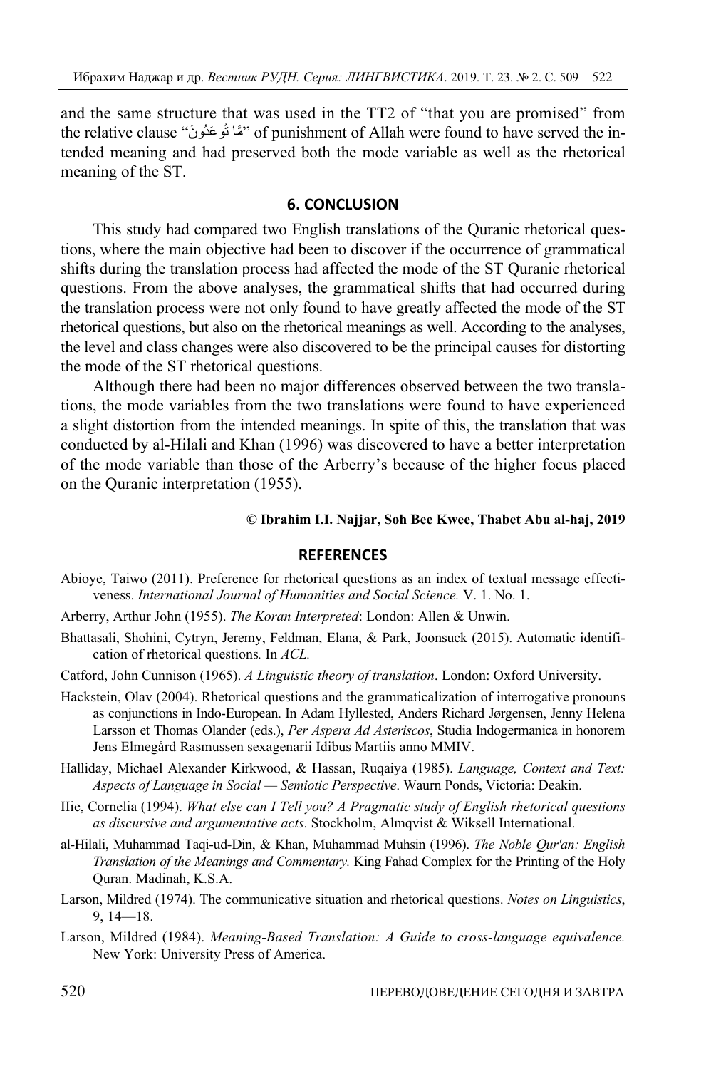and the same structure that was used in the TT2 of "that you are promised" from the relative clause "مَّا تُوعَدُونَ" of punishment of Allah were found to have served the intended meaning and had preserved both the mode variable as well as the rhetorical meaning of the ST.

## 6. CONCLUSION

This study had compared two English translations of the Quranic rhetorical questions, where the main objective had been to discover if the occurrence of grammatical shifts during the translation process had affected the mode of the ST Quranic rhetorical questions. From the above analyses, the grammatical shifts that had occurred during the translation process were not only found to have greatly affected the mode of the ST rhetorical questions, but also on the rhetorical meanings as well. According to the analyses, the level and class changes were also discovered to be the principal causes for distorting the mode of the ST rhetorical questions.

Although there had been no major differences observed between the two translations, the mode variables from the two translations were found to have experienced a slight distortion from the intended meanings. In spite of this, the translation that was conducted by al-Hilali and Khan (1996) was discovered to have a better interpretation of the mode variable than those of the Arberry's because of the higher focus placed on the Quranic interpretation (1955).

**© Ibrahim I.I. Najjar, Soh Bee Kwee, Thabet Abu al-haj, 2019**

## REFERENCES

Abioye, Taiwo (2011). Preference for rhetorical questions as an index of textual message effectiveness. *International Journal of Humanities and Social Science.* V. 1. No. 1.

Arberry, Arthur John (1955). *The Koran Interpreted*: London: Allen & Unwin.

Bhattasali, Shohini, Cytryn, Jeremy, Feldman, Elana, & Park, Joonsuck (2015). Automatic identification of rhetorical questions*.* In *ACL.*

Catford, John Cunnison (1965). *A Linguistic theory of translation*. London: Oxford University.

Hackstein, Olav (2004). Rhetorical questions and the grammaticalization of interrogative pronouns as conjunctions in Indo-European. In Adam Hyllested, Anders Richard Jørgensen, Jenny Helena Larsson et Thomas Olander (eds.), *Per Aspera Ad Asteriscos*, Studia Indogermanica in honorem Jens Elmegård Rasmussen sexagenarii Idibus Martiis anno MMIV.

Halliday, Michael Alexander Kirkwood, & Hassan, Ruqaiya (1985). *Language, Context and Text: Aspects of Language in Social — Semiotic Perspective*. Waurn Ponds, Victoria: Deakin.

IIie, Cornelia (1994). *What else can I Tell you? A Pragmatic study of English rhetorical questions as discursive and argumentative acts*. Stockholm, Almqvist & Wiksell International.

al-Hilali, Muhammad Taqi-ud-Din, & Khan, Muhammad Muhsin (1996). *The Noble Qur'an: English Translation of the Meanings and Commentary.* King Fahad Complex for the Printing of the Holy Quran. Madinah, K.S.A.

Larson, Mildred (1974). The communicative situation and rhetorical questions. *Notes on Linguistics*, 9, 14—18.

Larson, Mildred (1984). *Meaning-Based Translation: A Guide to cross-language equivalence.* New York: University Press of America.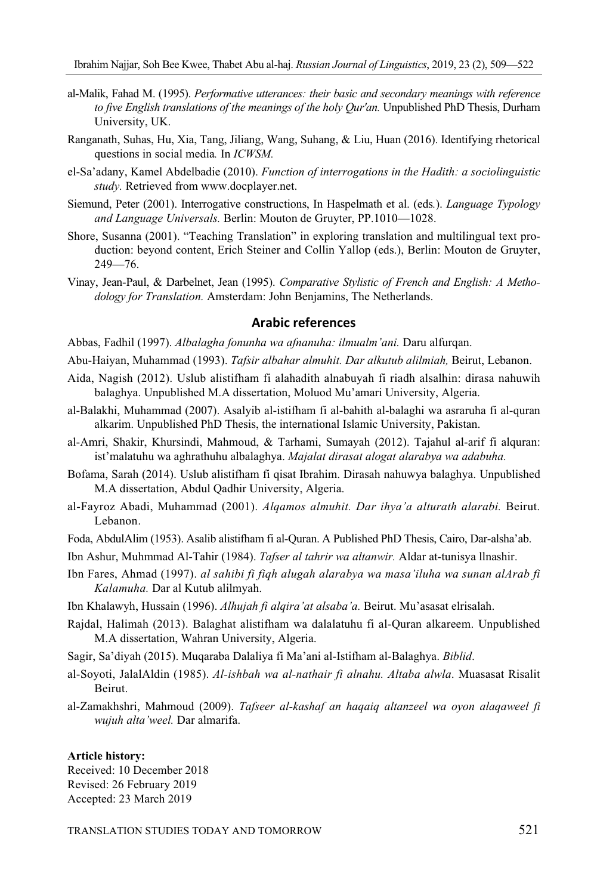al-Malik, Fahad M. (1995). *Performative utterances: their basic and secondary meanings with reference to five English translations of the meanings of the holy Qur'an.* Unpublished PhD Thesis, Durham University, UK.

Ranganath, Suhas, Hu, Xia, Tang, Jiliang, Wang, Suhang, & Liu, Huan (2016). Identifying rhetorical questions in social media*.* In *ICWSM.*

el-Sa'adany, Kamel Abdelbadie (2010). *Function of interrogations in the Hadith: a sociolinguistic study.* Retrieved from www.docplayer.net.

Siemund, Peter (2001). Interrogative constructions, In Haspelmath et al. (eds*.*). *Language Typology and Language Universals.* Berlin: Mouton de Gruyter, PP.1010—1028.

Shore, Susanna (2001). "Teaching Translation" in exploring translation and multilingual text production: beyond content, Erich Steiner and Collin Yallop (eds.), Berlin: Mouton de Gruyter, 249—76.

Vinay, Jean-Paul, & Darbelnet, Jean (1995). *Comparative Stylistic of French and English: A Methodology for Translation.* Amsterdam: John Benjamins, The Netherlands.

## Arabic references

Abbas, Fadhil (1997). *Albalagha fonunha wa afnanuha: ilmualm'ani.* Daru alfurqan.

Abu-Haiyan, Muhammad (1993). *Tafsir albahar almuhit. Dar alkutub alilmiah,* Beirut, Lebanon.

Aida, Nagish (2012). Uslub alistifham fi alahadith alnabuyah fi riadh alsalhin: dirasa nahuwih balaghya. Unpublished M.A dissertation, Moluod Mu'amari University, Algeria.

al-Balakhi, Muhammad (2007). Asalyib al-istifham fi al-bahith al-balaghi wa asraruha fi al-quran alkarim. Unpublished PhD Thesis, the international Islamic University, Pakistan.

al-Amri, Shakir, Khursindi, Mahmoud, & Tarhami, Sumayah (2012). Tajahul al-arif fi alquran: ist'malatuhu wa aghrathuhu albalaghya. *Majalat dirasat alogat alarabya wa adabuha.*

Bofama, Sarah (2014). Uslub alistifham fi qisat Ibrahim. Dirasah nahuwya balaghya. Unpublished M.A dissertation, Abdul Qadhir University, Algeria.

al-Fayroz Abadi, Muhammad (2001). *Alqamos almuhit. Dar ihya'a alturath alarabi.* Beirut. Lebanon.

Foda, AbdulAlim (1953). Asalib alistifham fi al-Quran. A Published PhD Thesis, Cairo, Dar-alsha'ab.

Ibn Ashur, Muhmmad Al-Tahir (1984). *Tafser al tahrir wa altanwir.* Aldar at-tunisya llnashir.

Ibn Fares, Ahmad (1997). *al sahibi fi fiqh alugah alarabya wa masa'iluha wa sunan alArab fi Kalamuha.* Dar al Kutub alilmyah.

Ibn Khalawyh, Hussain (1996). *Alhujah fi alqira'at alsaba'a.* Beirut. Mu'asasat elrisalah.

Rajdal, Halimah (2013). Balaghat alistifham wa dalalatuhu fi al-Quran alkareem. Unpublished M.A dissertation, Wahran University, Algeria.

Sagir, Sa'diyah (2015). Muqaraba Dalaliya fi Ma'ani al-Istifham al-Balaghya. *Biblid*.

al-Soyoti, JalalAldin (1985). *Al-ishbah wa al-nathair fi alnahu. Altaba alwla*. Muasasat Risalit Beirut.

al-Zamakhshri, Mahmoud (2009). *Tafseer al-kashaf an haqaiq altanzeel wa oyon alaqaweel fi wujuh alta'weel.* Dar almarifa.

**Article history:**
Received: 10 December 2018
Revised: 26 February 2019
Accepted: 23 March 2019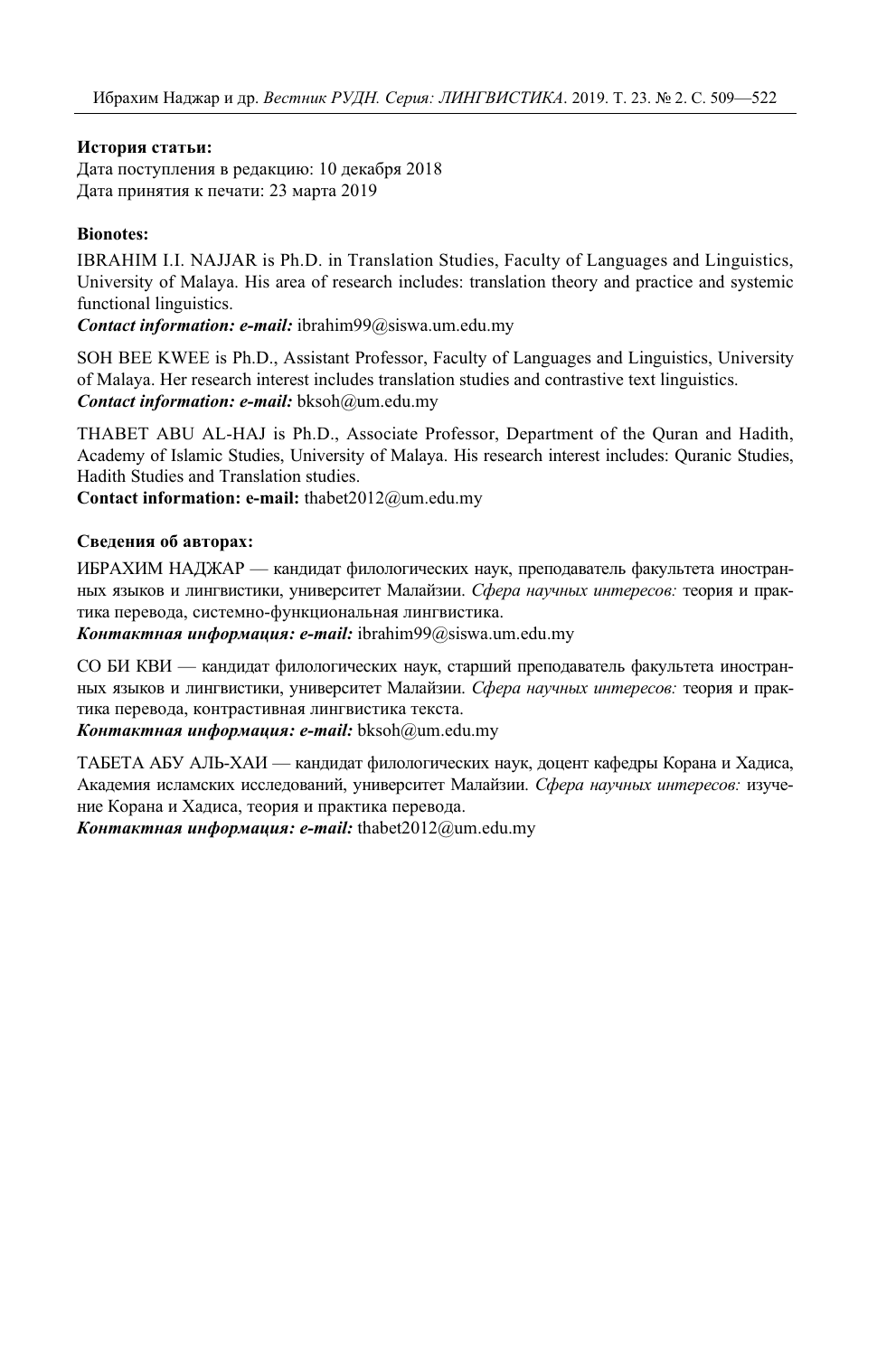**История статьи:**

Дата поступления в редакцию: 10 декабря 2018
Дата принятия к печати: 23 марта 2019

**Bionotes:**

IBRAHIM I.I. NAJJAR is Ph.D. in Translation Studies, Faculty of Languages and Linguistics, University of Malaya. His area of research includes: translation theory and practice and systemic functional linguistics.
***Contact information: e-mail:*** ibrahim99@siswa.um.edu.my

SOH BEE KWEE is Ph.D., Assistant Professor, Faculty of Languages and Linguistics, University of Malaya. Her research interest includes translation studies and contrastive text linguistics.
***Contact information: e-mail:*** bksoh@um.edu.my

THABET ABU AL-HAJ is Ph.D., Associate Professor, Department of the Quran and Hadith, Academy of Islamic Studies, University of Malaya. His research interest includes: Quranic Studies, Hadith Studies and Translation studies.
**Contact information: e-mail:** thabet2012@um.edu.my

**Сведения об авторах:**

ИБРАХИМ НАДЖАР — кандидат филологических наук, преподаватель факультета иностранных языков и лингвистики, университет Малайзии. *Сфера научных интересов:* теория и практика перевода, системно-функциональная лингвистика.
***Контактная информация: e-mail:*** ibrahim99@siswa.um.edu.my

СО БИ КВИ — кандидат филологических наук, старший преподаватель факультета иностранных языков и лингвистики, университет Малайзии. *Сфера научных интересов:* теория и практика перевода, контрастивная лингвистика текста.
***Контактная информация: e-mail:*** bksoh@um.edu.my

ТАБЕТА АБУ АЛЬ-ХАИ — кандидат филологических наук, доцент кафедры Корана и Хадиса, Академия исламских исследований, университет Малайзии. *Сфера научных интересов:* изучение Корана и Хадиса, теория и практика перевода.
***Контактная информация: e-mail:*** thabet2012@um.edu.my